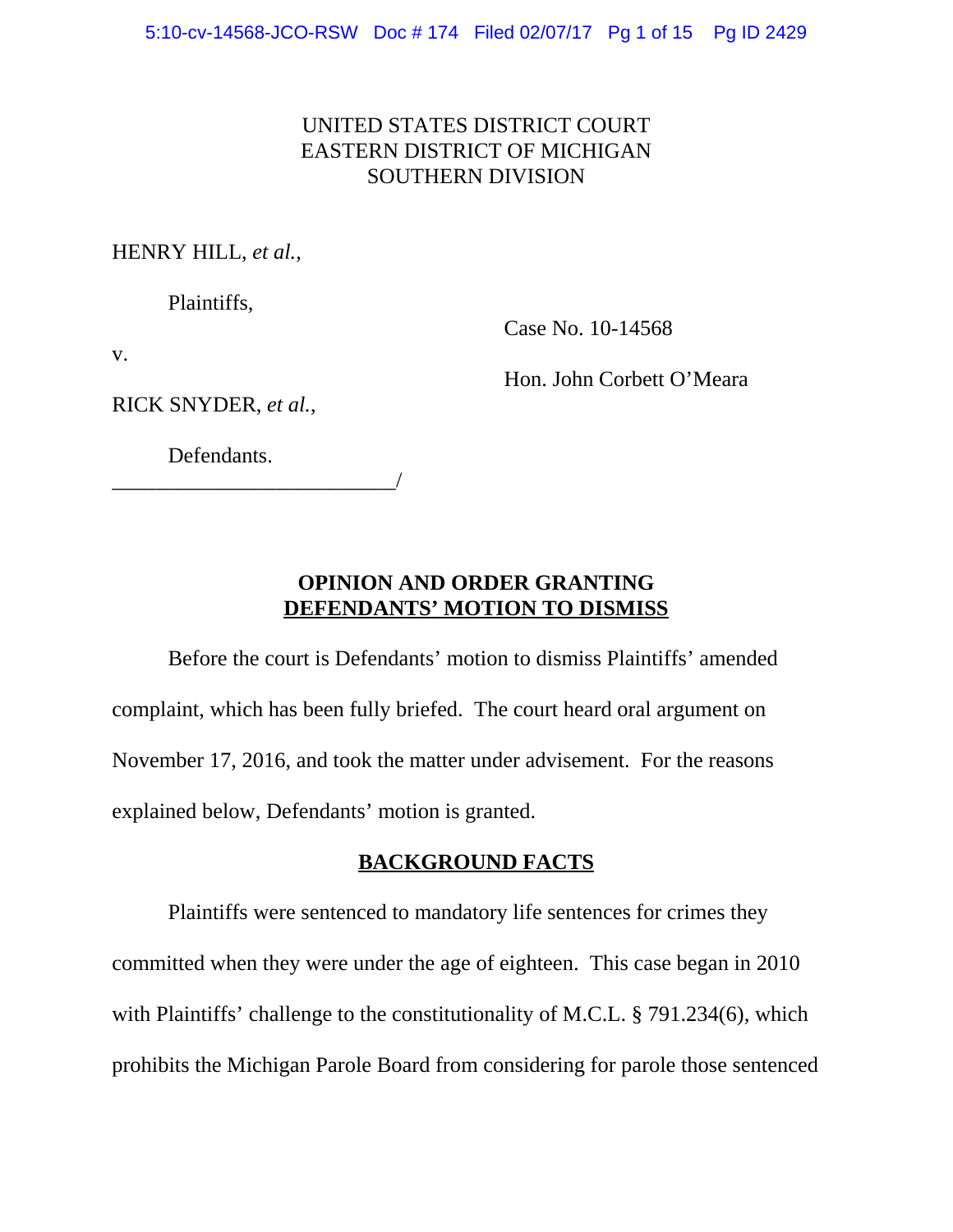UNITED STATES DISTRICT COURT
EASTERN DISTRICT OF MICHIGAN
SOUTHERN DIVISION

HENRY HILL, *et al.*,

Plaintiffs,

v.

RICK SNYDER, *et al.*,

Defendants.

Case No. 10-14568

Hon. John Corbett O'Meara

## OPINION AND ORDER GRANTING DEFENDANTS' MOTION TO DISMISS

Before the court is Defendants' motion to dismiss Plaintiffs' amended complaint, which has been fully briefed. The court heard oral argument on November 17, 2016, and took the matter under advisement. For the reasons explained below, Defendants' motion is granted.

## BACKGROUND FACTS

Plaintiffs were sentenced to mandatory life sentences for crimes they committed when they were under the age of eighteen. This case began in 2010 with Plaintiffs' challenge to the constitutionality of M.C.L. § 791.234(6), which prohibits the Michigan Parole Board from considering for parole those sentenced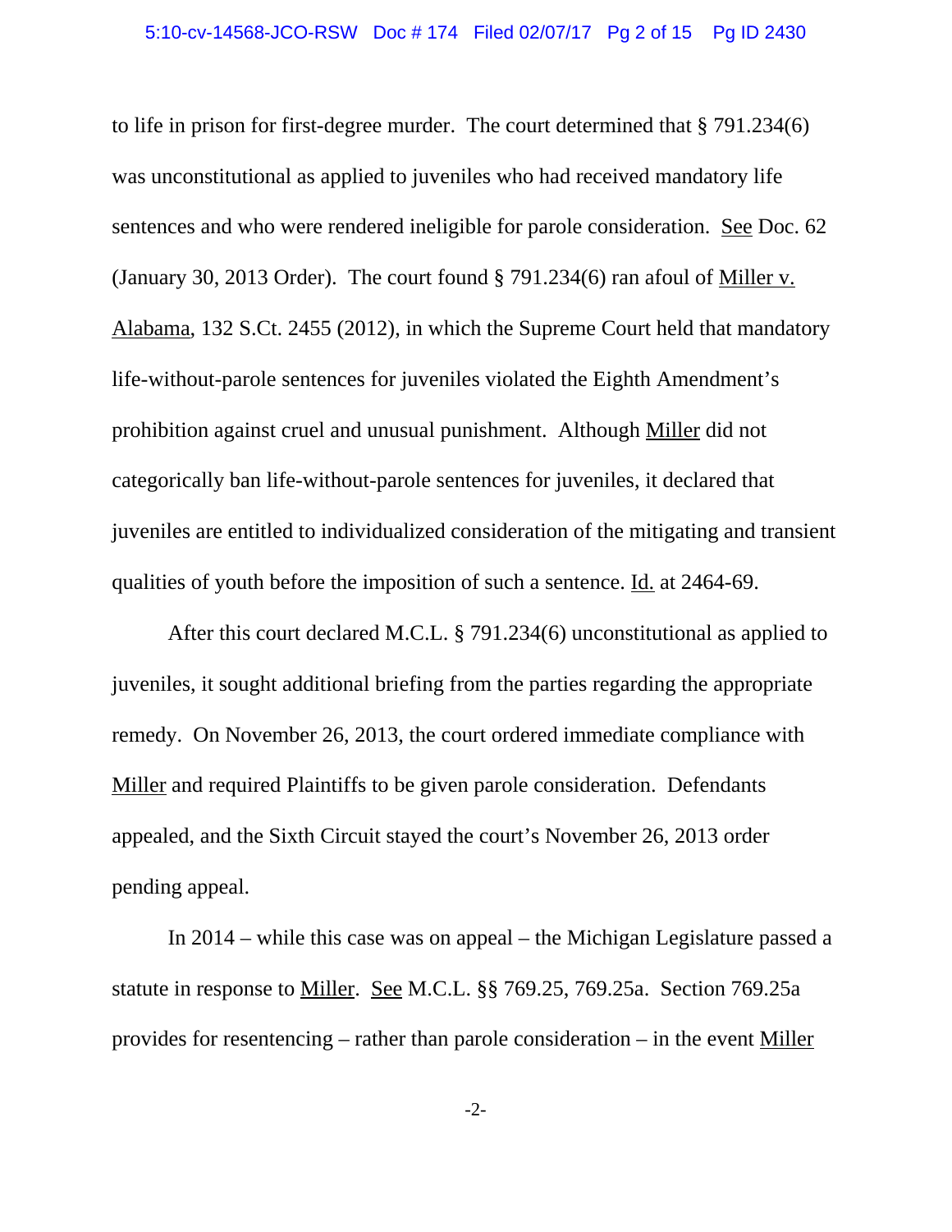to life in prison for first-degree murder. The court determined that § 791.234(6) was unconstitutional as applied to juveniles who had received mandatory life sentences and who were rendered ineligible for parole consideration. See Doc. 62 (January 30, 2013 Order). The court found § 791.234(6) ran afoul of Miller v. Alabama, 132 S.Ct. 2455 (2012), in which the Supreme Court held that mandatory life-without-parole sentences for juveniles violated the Eighth Amendment's prohibition against cruel and unusual punishment. Although Miller did not categorically ban life-without-parole sentences for juveniles, it declared that juveniles are entitled to individualized consideration of the mitigating and transient qualities of youth before the imposition of such a sentence. Id. at 2464-69.

After this court declared M.C.L. § 791.234(6) unconstitutional as applied to juveniles, it sought additional briefing from the parties regarding the appropriate remedy. On November 26, 2013, the court ordered immediate compliance with Miller and required Plaintiffs to be given parole consideration. Defendants appealed, and the Sixth Circuit stayed the court's November 26, 2013 order pending appeal.

In 2014 – while this case was on appeal – the Michigan Legislature passed a statute in response to Miller. See M.C.L. §§ 769.25, 769.25a. Section 769.25a provides for resentencing – rather than parole consideration – in the event Miller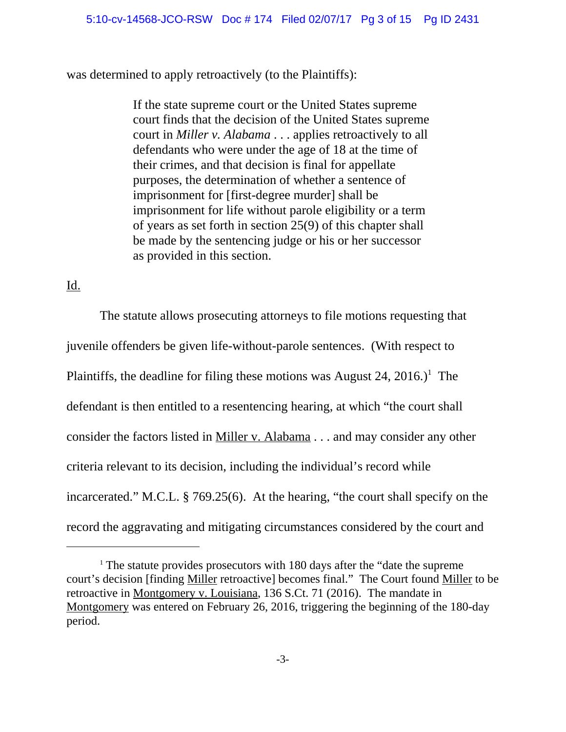was determined to apply retroactively (to the Plaintiffs):

> If the state supreme court or the United States supreme court finds that the decision of the United States supreme court in *Miller v. Alabama* . . . applies retroactively to all defendants who were under the age of 18 at the time of their crimes, and that decision is final for appellate purposes, the determination of whether a sentence of imprisonment for [first-degree murder] shall be imprisonment for life without parole eligibility or a term of years as set forth in section 25(9) of this chapter shall be made by the sentencing judge or his or her successor as provided in this section.

Id.

The statute allows prosecuting attorneys to file motions requesting that juvenile offenders be given life-without-parole sentences. (With respect to Plaintiffs, the deadline for filing these motions was August 24, 2016.)[1] The defendant is then entitled to a resentencing hearing, at which "the court shall consider the factors listed in Miller v. Alabama . . . and may consider any other criteria relevant to its decision, including the individual's record while incarcerated." M.C.L. § 769.25(6). At the hearing, "the court shall specify on the record the aggravating and mitigating circumstances considered by the court and

---

[1] The statute provides prosecutors with 180 days after the "date the supreme court's decision [finding Miller retroactive] becomes final." The Court found Miller to be retroactive in Montgomery v. Louisiana, 136 S.Ct. 71 (2016). The mandate in Montgomery was entered on February 26, 2016, triggering the beginning of the 180-day period.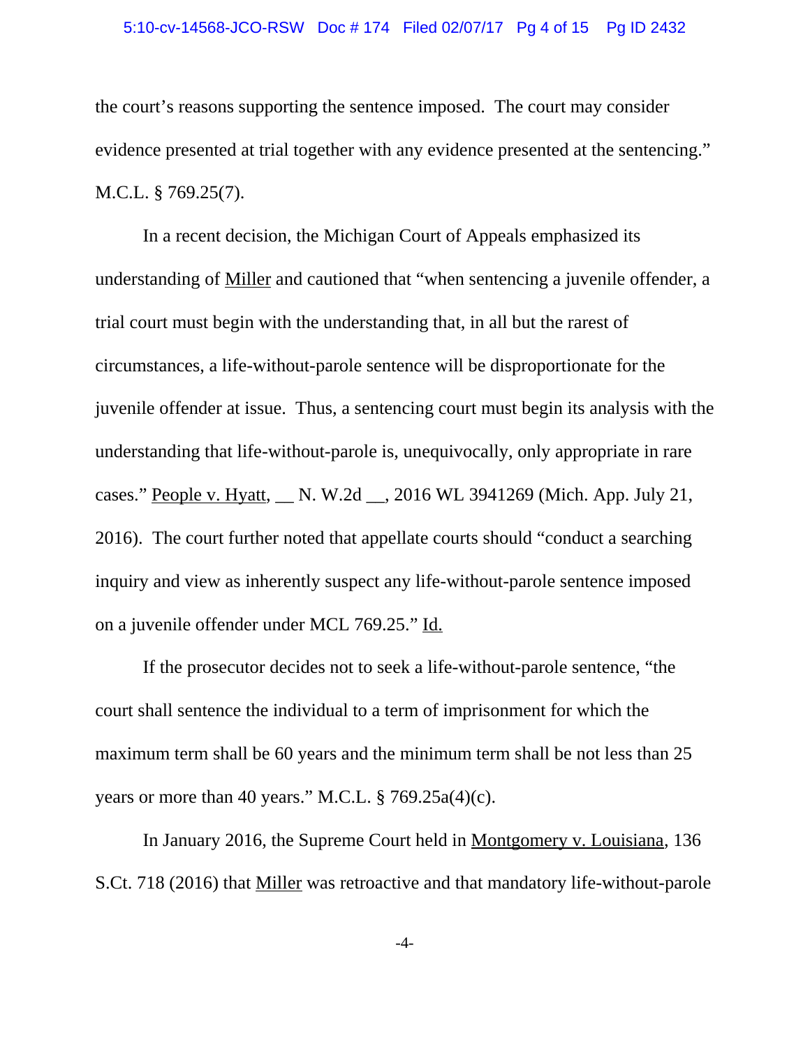the court's reasons supporting the sentence imposed. The court may consider evidence presented at trial together with any evidence presented at the sentencing." M.C.L. § 769.25(7).

In a recent decision, the Michigan Court of Appeals emphasized its understanding of Miller and cautioned that "when sentencing a juvenile offender, a trial court must begin with the understanding that, in all but the rarest of circumstances, a life-without-parole sentence will be disproportionate for the juvenile offender at issue. Thus, a sentencing court must begin its analysis with the understanding that life-without-parole is, unequivocally, only appropriate in rare cases." People v. Hyatt, __ N. W.2d __, 2016 WL 3941269 (Mich. App. July 21, 2016). The court further noted that appellate courts should "conduct a searching inquiry and view as inherently suspect any life-without-parole sentence imposed on a juvenile offender under MCL 769.25." Id.

If the prosecutor decides not to seek a life-without-parole sentence, "the court shall sentence the individual to a term of imprisonment for which the maximum term shall be 60 years and the minimum term shall be not less than 25 years or more than 40 years." M.C.L. § 769.25a(4)(c).

In January 2016, the Supreme Court held in Montgomery v. Louisiana, 136 S.Ct. 718 (2016) that Miller was retroactive and that mandatory life-without-parole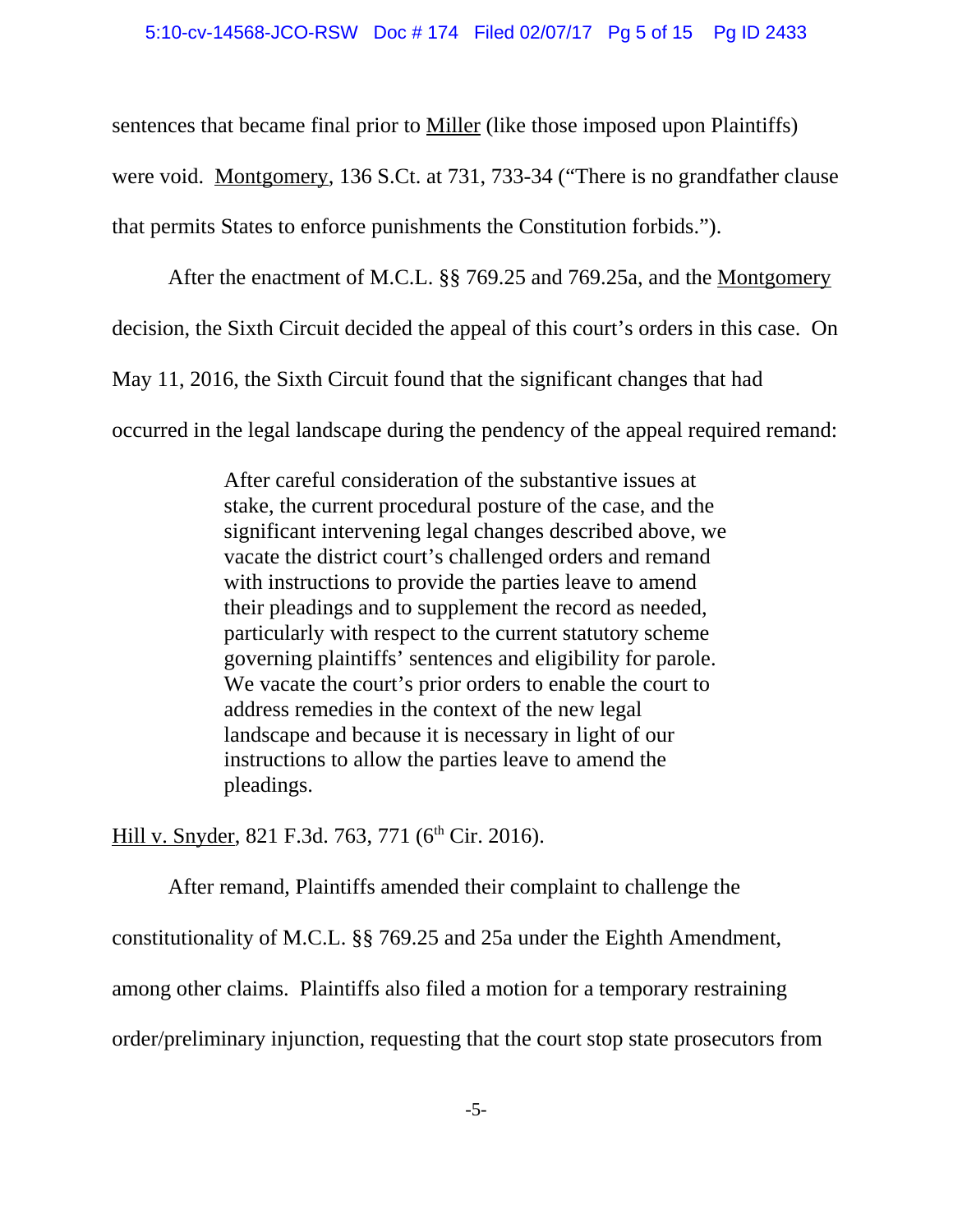sentences that became final prior to Miller (like those imposed upon Plaintiffs) were void. Montgomery, 136 S.Ct. at 731, 733-34 ("There is no grandfather clause that permits States to enforce punishments the Constitution forbids.").

After the enactment of M.C.L. §§ 769.25 and 769.25a, and the Montgomery decision, the Sixth Circuit decided the appeal of this court's orders in this case. On May 11, 2016, the Sixth Circuit found that the significant changes that had occurred in the legal landscape during the pendency of the appeal required remand:

> After careful consideration of the substantive issues at stake, the current procedural posture of the case, and the significant intervening legal changes described above, we vacate the district court's challenged orders and remand with instructions to provide the parties leave to amend their pleadings and to supplement the record as needed, particularly with respect to the current statutory scheme governing plaintiffs' sentences and eligibility for parole. We vacate the court's prior orders to enable the court to address remedies in the context of the new legal landscape and because it is necessary in light of our instructions to allow the parties leave to amend the pleadings.

Hill v. Snyder, 821 F.3d. 763, 771 (6th Cir. 2016).

After remand, Plaintiffs amended their complaint to challenge the constitutionality of M.C.L. §§ 769.25 and 25a under the Eighth Amendment, among other claims. Plaintiffs also filed a motion for a temporary restraining order/preliminary injunction, requesting that the court stop state prosecutors from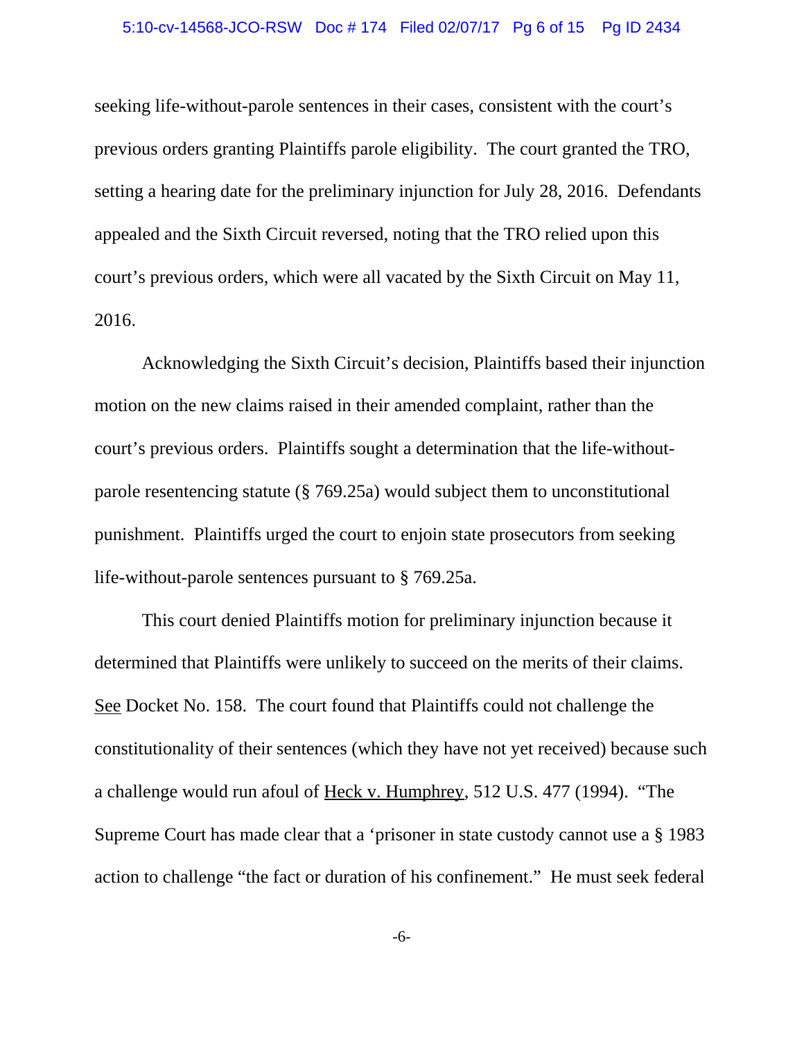seeking life-without-parole sentences in their cases, consistent with the court's previous orders granting Plaintiffs parole eligibility. The court granted the TRO, setting a hearing date for the preliminary injunction for July 28, 2016. Defendants appealed and the Sixth Circuit reversed, noting that the TRO relied upon this court's previous orders, which were all vacated by the Sixth Circuit on May 11, 2016.

Acknowledging the Sixth Circuit's decision, Plaintiffs based their injunction motion on the new claims raised in their amended complaint, rather than the court's previous orders. Plaintiffs sought a determination that the life-without-parole resentencing statute (§ 769.25a) would subject them to unconstitutional punishment. Plaintiffs urged the court to enjoin state prosecutors from seeking life-without-parole sentences pursuant to § 769.25a.

This court denied Plaintiffs motion for preliminary injunction because it determined that Plaintiffs were unlikely to succeed on the merits of their claims. See Docket No. 158. The court found that Plaintiffs could not challenge the constitutionality of their sentences (which they have not yet received) because such a challenge would run afoul of Heck v. Humphrey, 512 U.S. 477 (1994). "The Supreme Court has made clear that a 'prisoner in state custody cannot use a § 1983 action to challenge "the fact or duration of his confinement." He must seek federal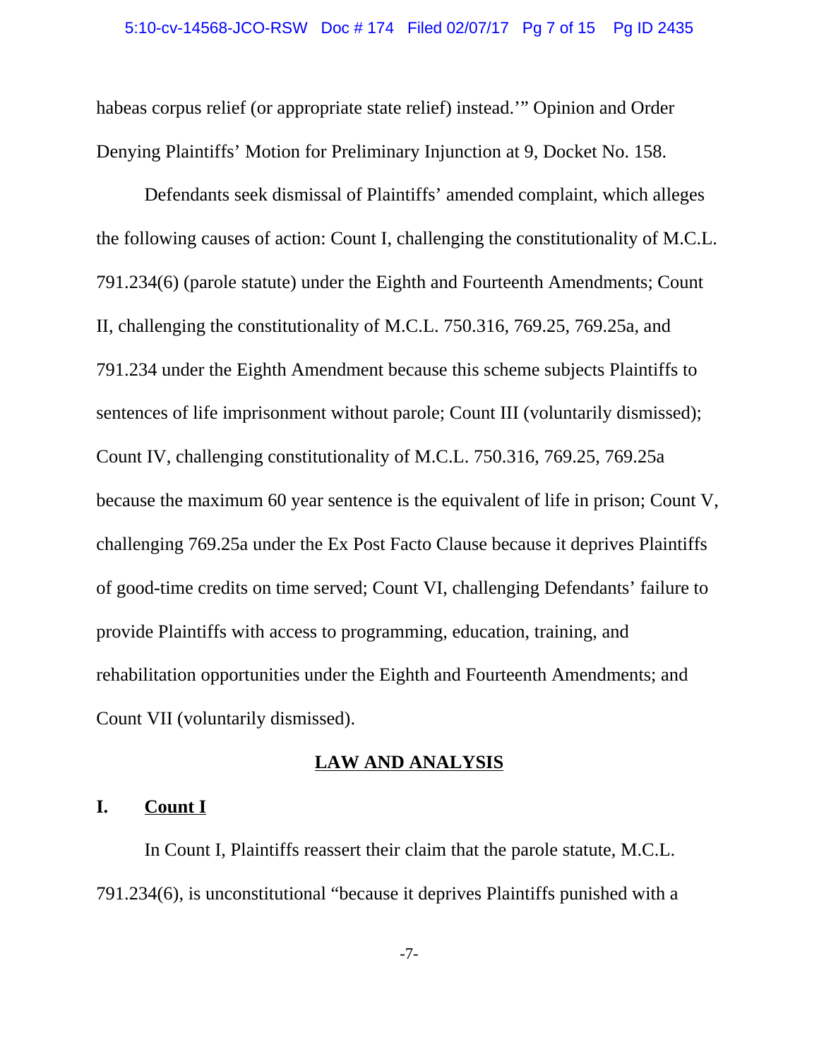habeas corpus relief (or appropriate state relief) instead.'" Opinion and Order Denying Plaintiffs' Motion for Preliminary Injunction at 9, Docket No. 158.

Defendants seek dismissal of Plaintiffs' amended complaint, which alleges the following causes of action: Count I, challenging the constitutionality of M.C.L. 791.234(6) (parole statute) under the Eighth and Fourteenth Amendments; Count II, challenging the constitutionality of M.C.L. 750.316, 769.25, 769.25a, and 791.234 under the Eighth Amendment because this scheme subjects Plaintiffs to sentences of life imprisonment without parole; Count III (voluntarily dismissed); Count IV, challenging constitutionality of M.C.L. 750.316, 769.25, 769.25a because the maximum 60 year sentence is the equivalent of life in prison; Count V, challenging 769.25a under the Ex Post Facto Clause because it deprives Plaintiffs of good-time credits on time served; Count VI, challenging Defendants' failure to provide Plaintiffs with access to programming, education, training, and rehabilitation opportunities under the Eighth and Fourteenth Amendments; and Count VII (voluntarily dismissed).

## LAW AND ANALYSIS

### I. Count I

In Count I, Plaintiffs reassert their claim that the parole statute, M.C.L. 791.234(6), is unconstitutional "because it deprives Plaintiffs punished with a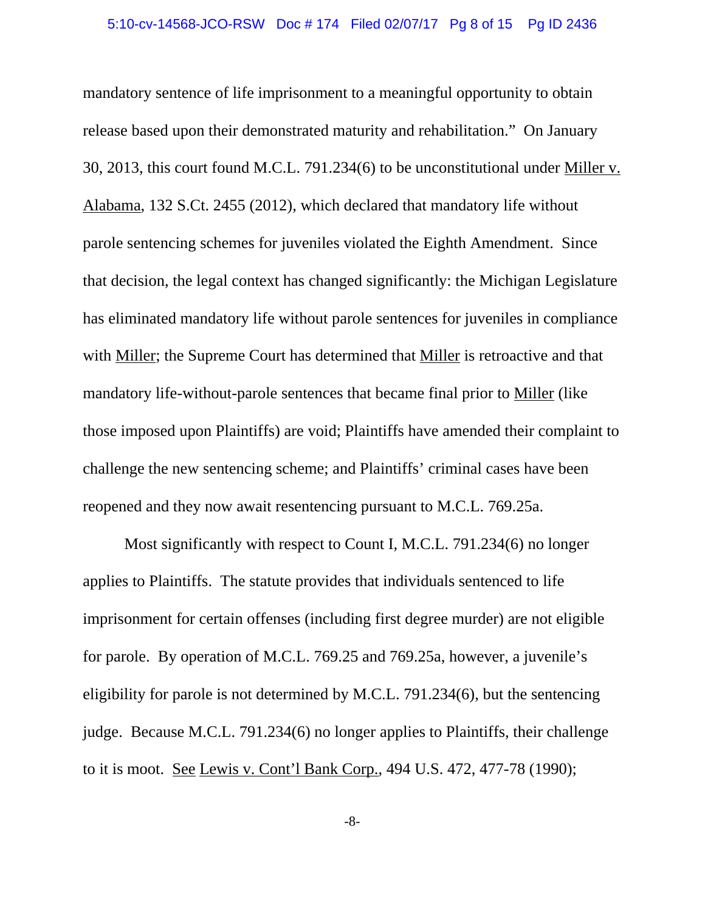mandatory sentence of life imprisonment to a meaningful opportunity to obtain release based upon their demonstrated maturity and rehabilitation." On January 30, 2013, this court found M.C.L. 791.234(6) to be unconstitutional under Miller v. Alabama, 132 S.Ct. 2455 (2012), which declared that mandatory life without parole sentencing schemes for juveniles violated the Eighth Amendment. Since that decision, the legal context has changed significantly: the Michigan Legislature has eliminated mandatory life without parole sentences for juveniles in compliance with Miller; the Supreme Court has determined that Miller is retroactive and that mandatory life-without-parole sentences that became final prior to Miller (like those imposed upon Plaintiffs) are void; Plaintiffs have amended their complaint to challenge the new sentencing scheme; and Plaintiffs' criminal cases have been reopened and they now await resentencing pursuant to M.C.L. 769.25a.

Most significantly with respect to Count I, M.C.L. 791.234(6) no longer applies to Plaintiffs. The statute provides that individuals sentenced to life imprisonment for certain offenses (including first degree murder) are not eligible for parole. By operation of M.C.L. 769.25 and 769.25a, however, a juvenile's eligibility for parole is not determined by M.C.L. 791.234(6), but the sentencing judge. Because M.C.L. 791.234(6) no longer applies to Plaintiffs, their challenge to it is moot. See Lewis v. Cont'l Bank Corp., 494 U.S. 472, 477-78 (1990);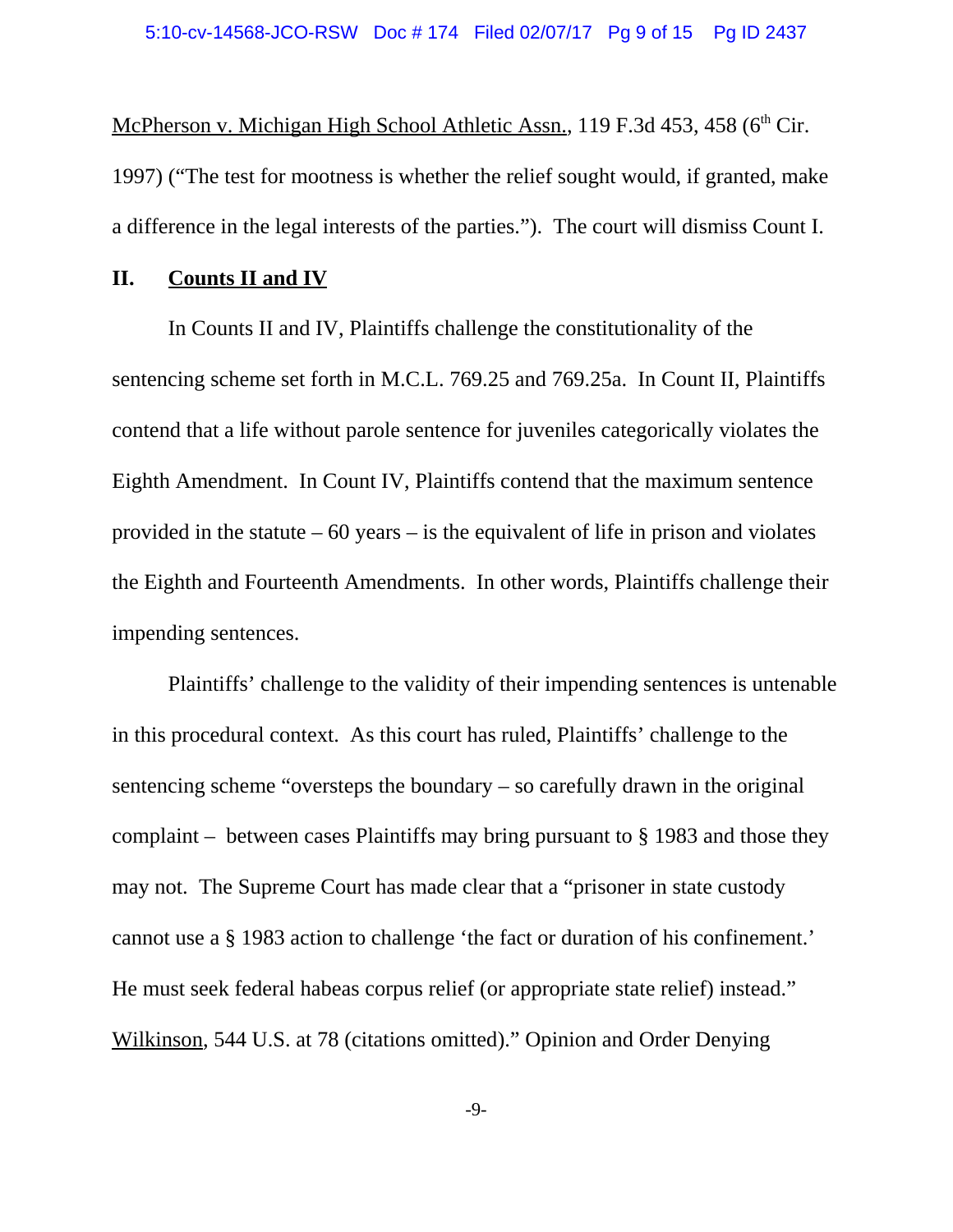McPherson v. Michigan High School Athletic Assn., 119 F.3d 453, 458 (6th Cir. 1997) ("The test for mootness is whether the relief sought would, if granted, make a difference in the legal interests of the parties."). The court will dismiss Count I.

## II. Counts II and IV

In Counts II and IV, Plaintiffs challenge the constitutionality of the sentencing scheme set forth in M.C.L. 769.25 and 769.25a. In Count II, Plaintiffs contend that a life without parole sentence for juveniles categorically violates the Eighth Amendment. In Count IV, Plaintiffs contend that the maximum sentence provided in the statute – 60 years – is the equivalent of life in prison and violates the Eighth and Fourteenth Amendments. In other words, Plaintiffs challenge their impending sentences.

Plaintiffs' challenge to the validity of their impending sentences is untenable in this procedural context. As this court has ruled, Plaintiffs' challenge to the sentencing scheme "oversteps the boundary – so carefully drawn in the original complaint – between cases Plaintiffs may bring pursuant to § 1983 and those they may not. The Supreme Court has made clear that a "prisoner in state custody cannot use a § 1983 action to challenge 'the fact or duration of his confinement.' He must seek federal habeas corpus relief (or appropriate state relief) instead." Wilkinson, 544 U.S. at 78 (citations omitted)." Opinion and Order Denying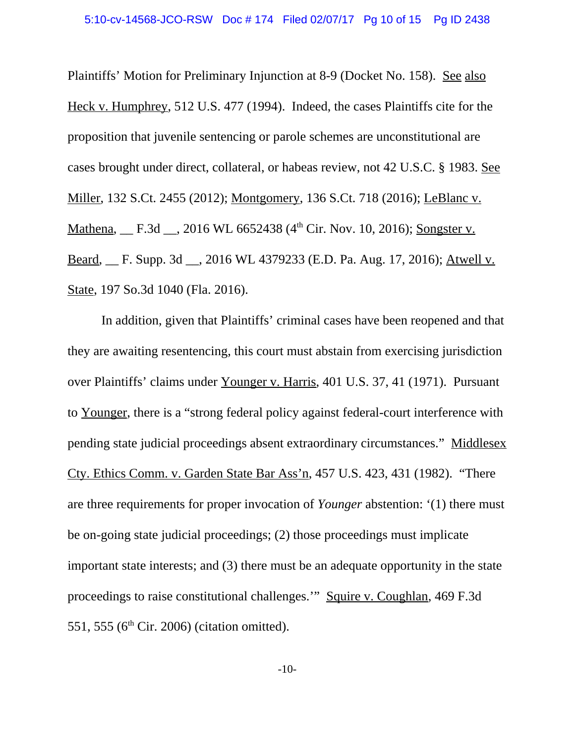Plaintiffs' Motion for Preliminary Injunction at 8-9 (Docket No. 158). See also Heck v. Humphrey, 512 U.S. 477 (1994). Indeed, the cases Plaintiffs cite for the proposition that juvenile sentencing or parole schemes are unconstitutional are cases brought under direct, collateral, or habeas review, not 42 U.S.C. § 1983. See Miller, 132 S.Ct. 2455 (2012); Montgomery, 136 S.Ct. 718 (2016); LeBlanc v. Mathena, __ F.3d __, 2016 WL 6652438 (4th Cir. Nov. 10, 2016); Songster v. Beard, __ F. Supp. 3d __, 2016 WL 4379233 (E.D. Pa. Aug. 17, 2016); Atwell v. State, 197 So.3d 1040 (Fla. 2016).

In addition, given that Plaintiffs' criminal cases have been reopened and that they are awaiting resentencing, this court must abstain from exercising jurisdiction over Plaintiffs' claims under Younger v. Harris, 401 U.S. 37, 41 (1971). Pursuant to Younger, there is a "strong federal policy against federal-court interference with pending state judicial proceedings absent extraordinary circumstances." Middlesex Cty. Ethics Comm. v. Garden State Bar Ass'n, 457 U.S. 423, 431 (1982). "There are three requirements for proper invocation of *Younger* abstention: '(1) there must be on-going state judicial proceedings; (2) those proceedings must implicate important state interests; and (3) there must be an adequate opportunity in the state proceedings to raise constitutional challenges.'" Squire v. Coughlan, 469 F.3d 551, 555 (6th Cir. 2006) (citation omitted).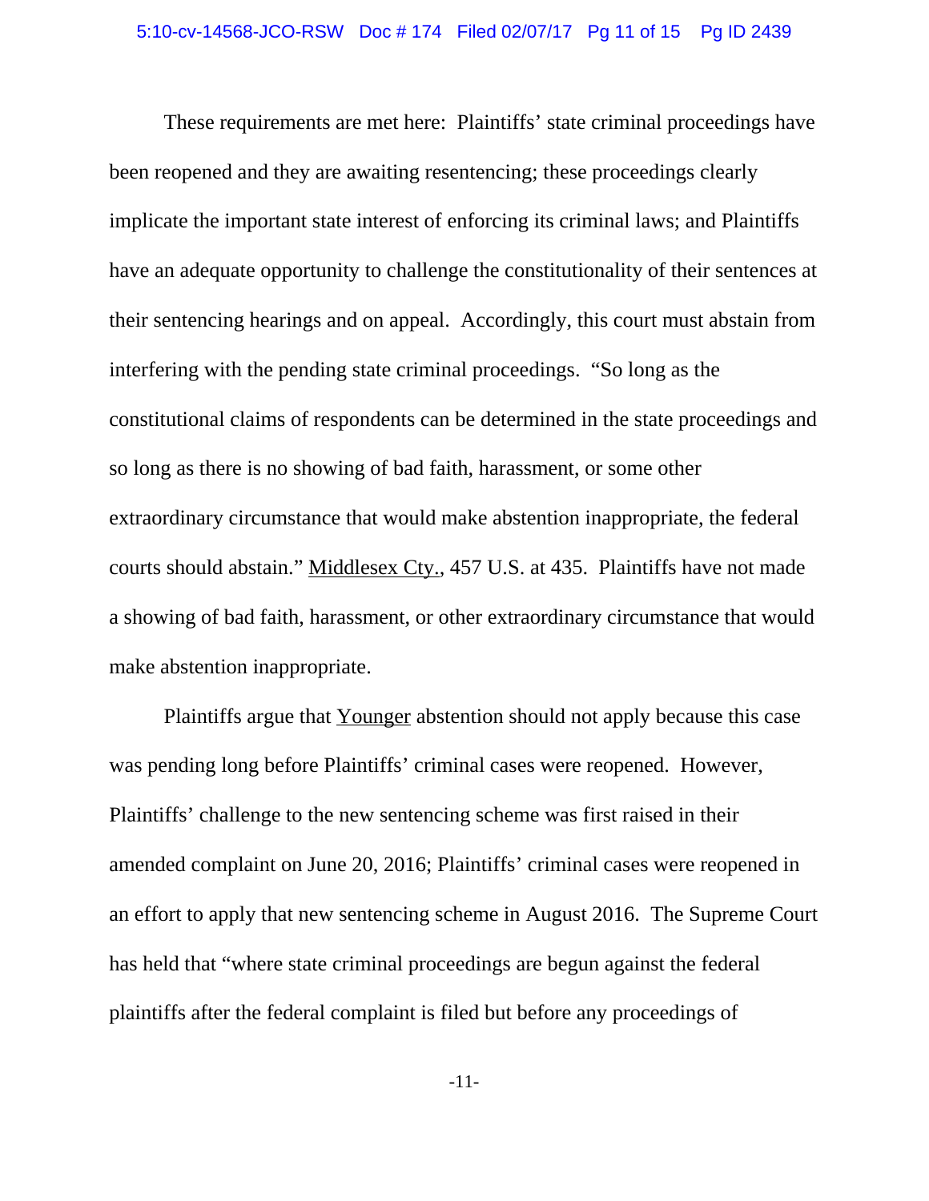These requirements are met here: Plaintiffs' state criminal proceedings have been reopened and they are awaiting resentencing; these proceedings clearly implicate the important state interest of enforcing its criminal laws; and Plaintiffs have an adequate opportunity to challenge the constitutionality of their sentences at their sentencing hearings and on appeal. Accordingly, this court must abstain from interfering with the pending state criminal proceedings. "So long as the constitutional claims of respondents can be determined in the state proceedings and so long as there is no showing of bad faith, harassment, or some other extraordinary circumstance that would make abstention inappropriate, the federal courts should abstain." Middlesex Cty., 457 U.S. at 435. Plaintiffs have not made a showing of bad faith, harassment, or other extraordinary circumstance that would make abstention inappropriate.

Plaintiffs argue that Younger abstention should not apply because this case was pending long before Plaintiffs' criminal cases were reopened. However, Plaintiffs' challenge to the new sentencing scheme was first raised in their amended complaint on June 20, 2016; Plaintiffs' criminal cases were reopened in an effort to apply that new sentencing scheme in August 2016. The Supreme Court has held that "where state criminal proceedings are begun against the federal plaintiffs after the federal complaint is filed but before any proceedings of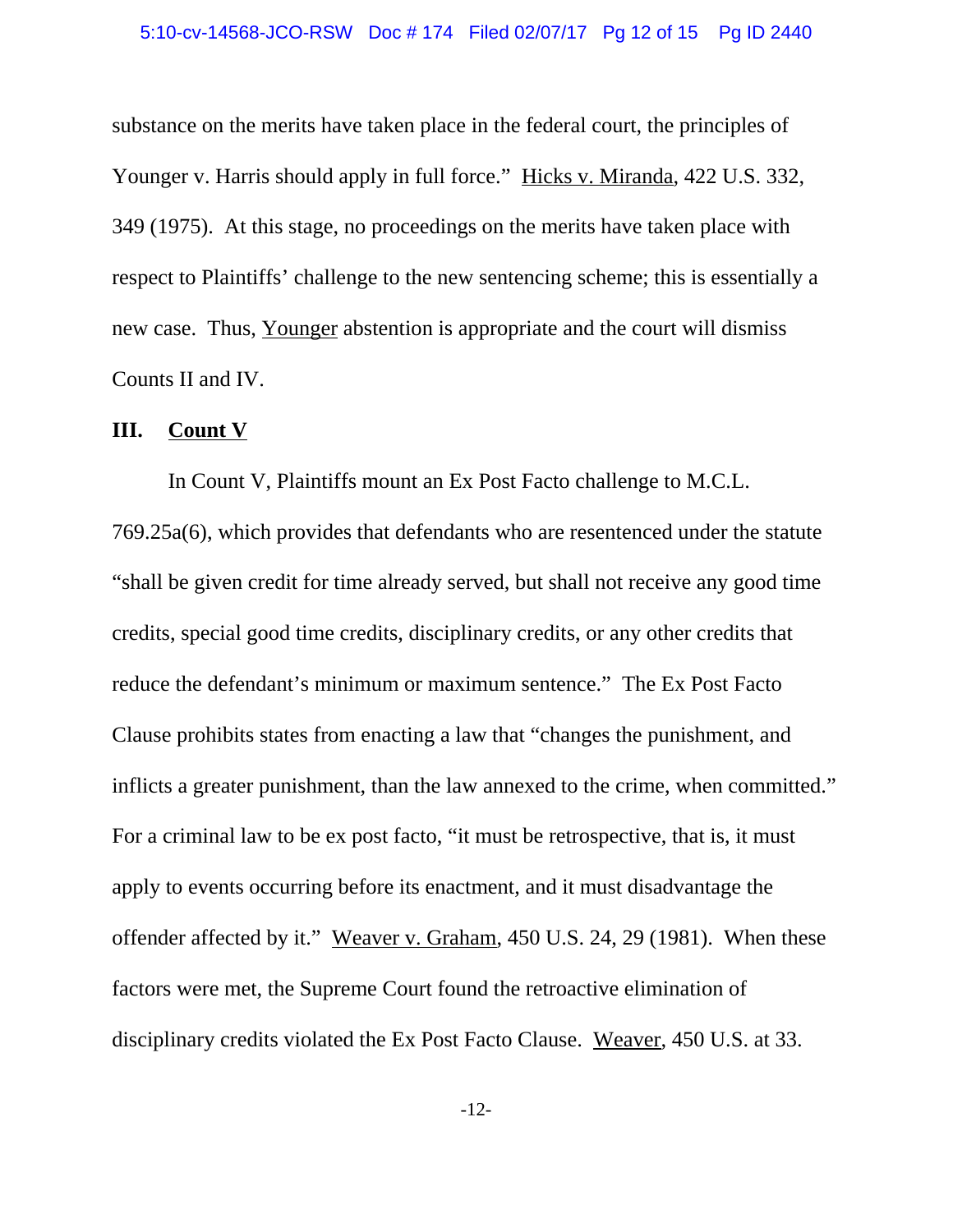substance on the merits have taken place in the federal court, the principles of Younger v. Harris should apply in full force." Hicks v. Miranda, 422 U.S. 332, 349 (1975). At this stage, no proceedings on the merits have taken place with respect to Plaintiffs' challenge to the new sentencing scheme; this is essentially a new case. Thus, Younger abstention is appropriate and the court will dismiss Counts II and IV.

## III. Count V

In Count V, Plaintiffs mount an Ex Post Facto challenge to M.C.L. 769.25a(6), which provides that defendants who are resentenced under the statute "shall be given credit for time already served, but shall not receive any good time credits, special good time credits, disciplinary credits, or any other credits that reduce the defendant's minimum or maximum sentence." The Ex Post Facto Clause prohibits states from enacting a law that "changes the punishment, and inflicts a greater punishment, than the law annexed to the crime, when committed." For a criminal law to be ex post facto, "it must be retrospective, that is, it must apply to events occurring before its enactment, and it must disadvantage the offender affected by it." Weaver v. Graham, 450 U.S. 24, 29 (1981). When these factors were met, the Supreme Court found the retroactive elimination of disciplinary credits violated the Ex Post Facto Clause. Weaver, 450 U.S. at 33.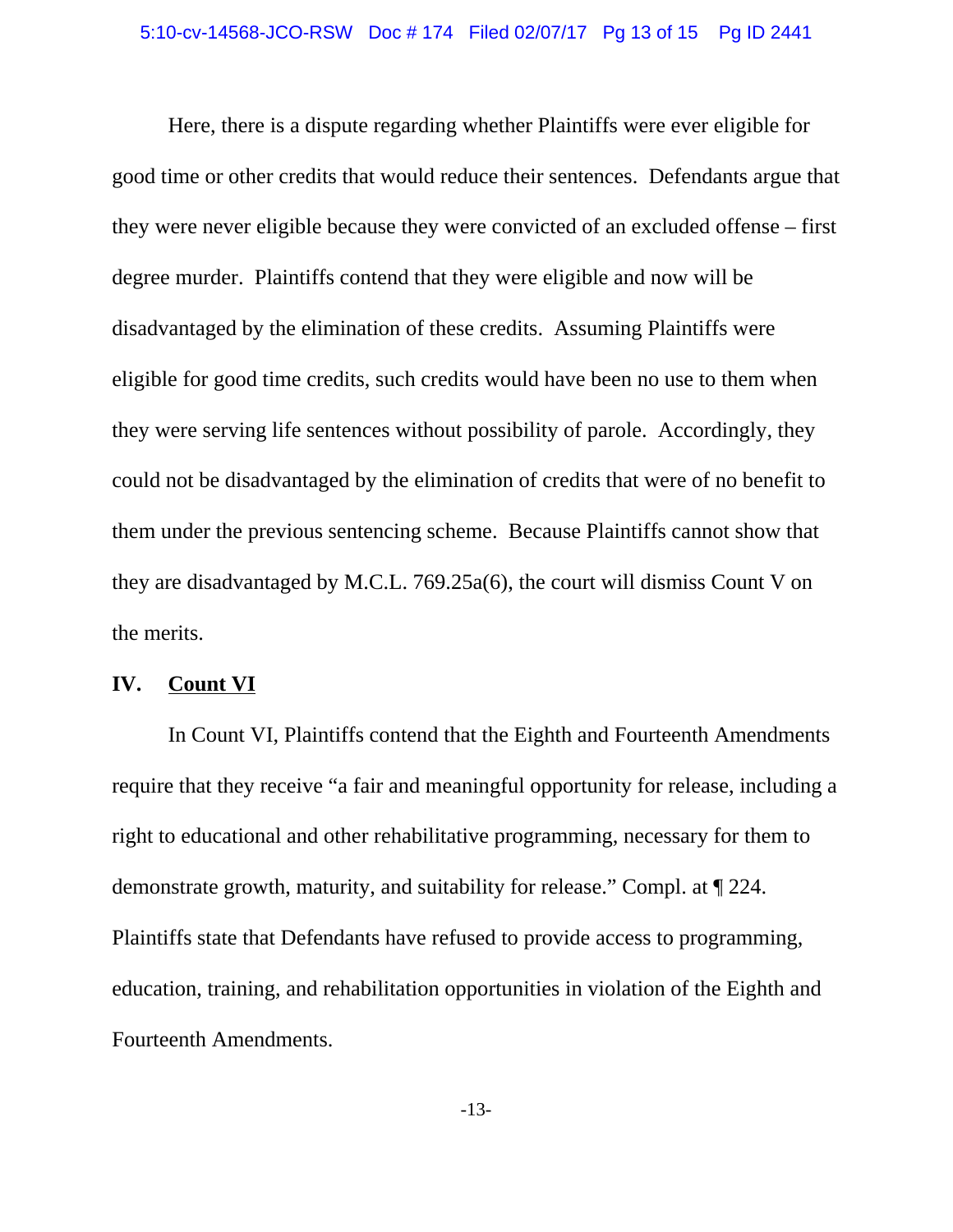Here, there is a dispute regarding whether Plaintiffs were ever eligible for good time or other credits that would reduce their sentences. Defendants argue that they were never eligible because they were convicted of an excluded offense – first degree murder. Plaintiffs contend that they were eligible and now will be disadvantaged by the elimination of these credits. Assuming Plaintiffs were eligible for good time credits, such credits would have been no use to them when they were serving life sentences without possibility of parole. Accordingly, they could not be disadvantaged by the elimination of credits that were of no benefit to them under the previous sentencing scheme. Because Plaintiffs cannot show that they are disadvantaged by M.C.L. 769.25a(6), the court will dismiss Count V on the merits.

## IV. <u>Count VI</u>

In Count VI, Plaintiffs contend that the Eighth and Fourteenth Amendments require that they receive "a fair and meaningful opportunity for release, including a right to educational and other rehabilitative programming, necessary for them to demonstrate growth, maturity, and suitability for release." Compl. at ¶ 224. Plaintiffs state that Defendants have refused to provide access to programming, education, training, and rehabilitation opportunities in violation of the Eighth and Fourteenth Amendments.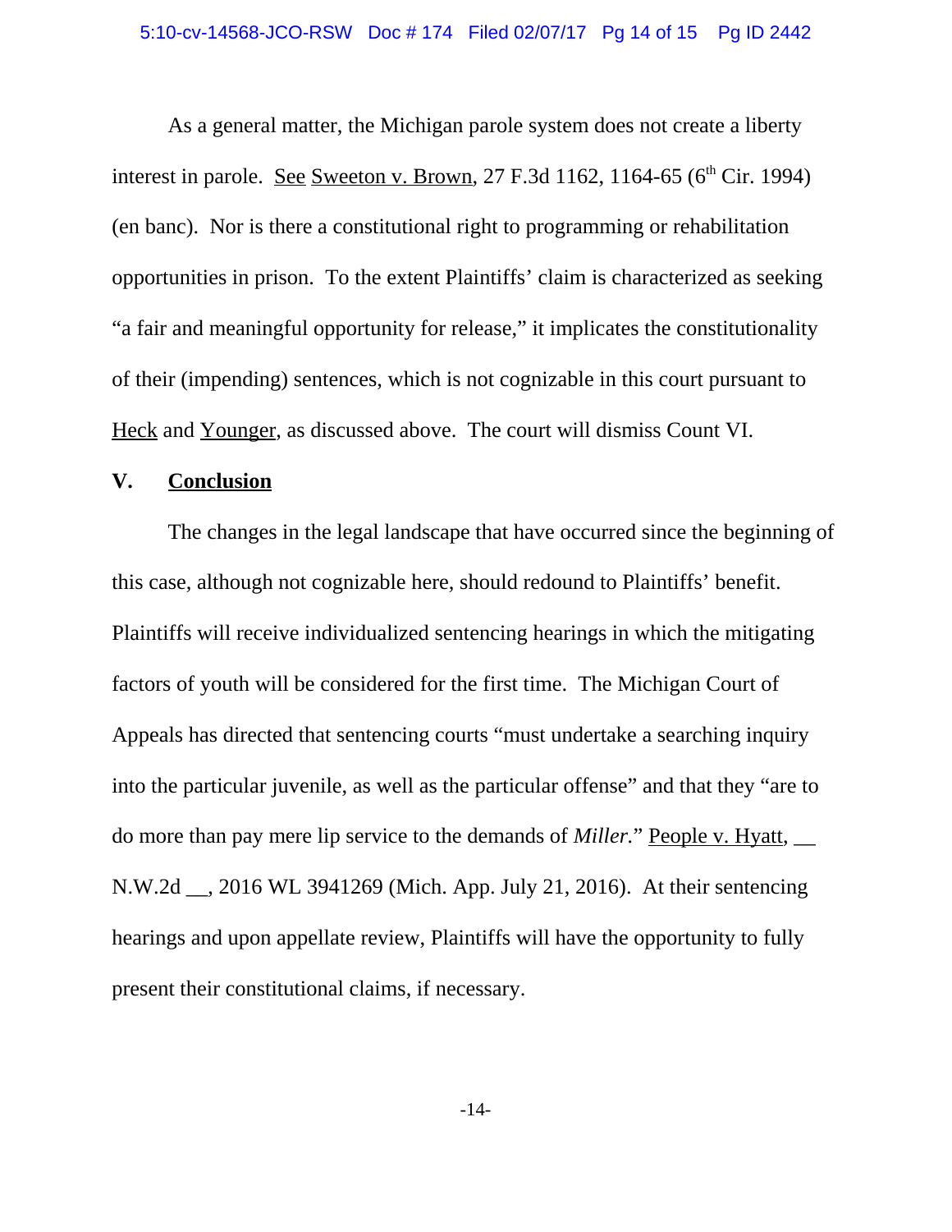As a general matter, the Michigan parole system does not create a liberty interest in parole. See Sweeton v. Brown, 27 F.3d 1162, 1164-65 (6th Cir. 1994) (en banc). Nor is there a constitutional right to programming or rehabilitation opportunities in prison. To the extent Plaintiffs' claim is characterized as seeking "a fair and meaningful opportunity for release," it implicates the constitutionality of their (impending) sentences, which is not cognizable in this court pursuant to Heck and Younger, as discussed above. The court will dismiss Count VI.

## V. Conclusion

The changes in the legal landscape that have occurred since the beginning of this case, although not cognizable here, should redound to Plaintiffs' benefit. Plaintiffs will receive individualized sentencing hearings in which the mitigating factors of youth will be considered for the first time. The Michigan Court of Appeals has directed that sentencing courts "must undertake a searching inquiry into the particular juvenile, as well as the particular offense" and that they "are to do more than pay mere lip service to the demands of *Miller*." People v. Hyatt, __ N.W.2d __, 2016 WL 3941269 (Mich. App. July 21, 2016). At their sentencing hearings and upon appellate review, Plaintiffs will have the opportunity to fully present their constitutional claims, if necessary.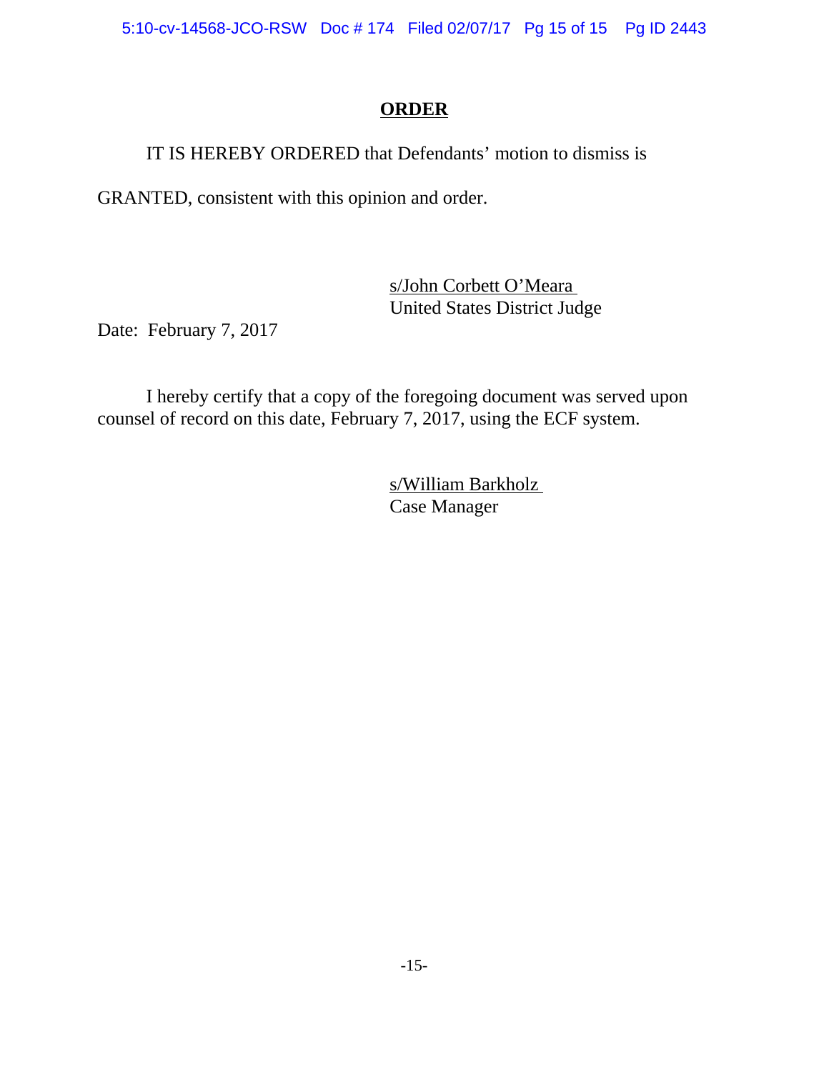**ORDER**

IT IS HEREBY ORDERED that Defendants' motion to dismiss is GRANTED, consistent with this opinion and order.

s/John Corbett O'Meara
United States District Judge

Date: February 7, 2017

I hereby certify that a copy of the foregoing document was served upon counsel of record on this date, February 7, 2017, using the ECF system.

s/William Barkholz
Case Manager